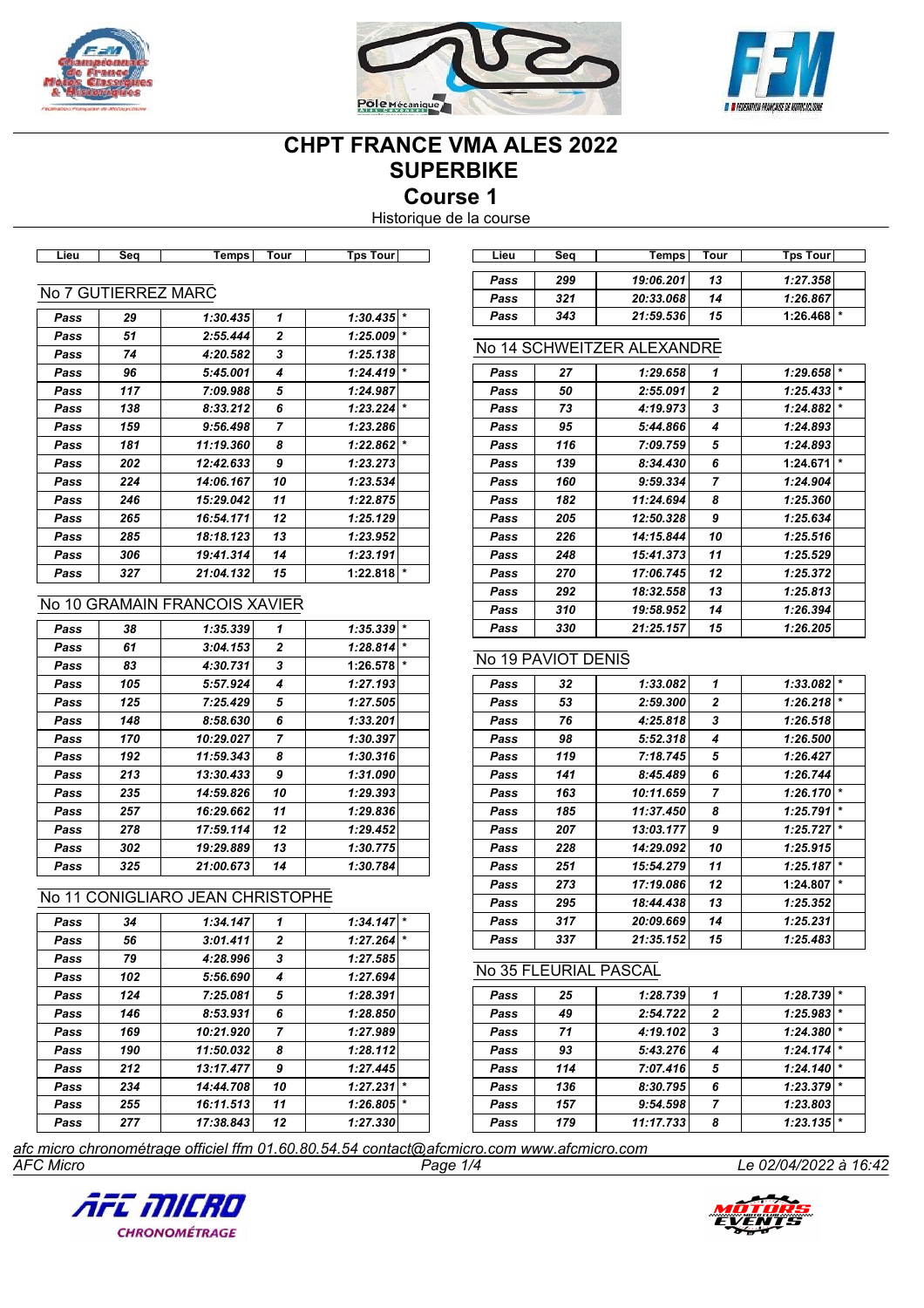# CHPT FRANCE VMA ALES 2022

## SUPERBIKE

## Course 1

Historique de la course

### No 7 GUTIERREZ MARC

| Lieu | Seq | Temps | Tour | Tps Tour | |
|---|---|---|---|---|---|
| Pass | 29 | 1:30.435 | 1 | 1:30.435 | * |
| Pass | 51 | 2:55.444 | 2 | 1:25.009 | * |
| Pass | 74 | 4:20.582 | 3 | 1:25.138 | |
| Pass | 96 | 5:45.001 | 4 | 1:24.419 | * |
| Pass | 117 | 7:09.988 | 5 | 1:24.987 | |
| Pass | 138 | 8:33.212 | 6 | 1:23.224 | * |
| Pass | 159 | 9:56.498 | 7 | 1:23.286 | |
| Pass | 181 | 11:19.360 | 8 | 1:22.862 | * |
| Pass | 202 | 12:42.633 | 9 | 1:23.273 | |
| Pass | 224 | 14:06.167 | 10 | 1:23.534 | |
| Pass | 246 | 15:29.042 | 11 | 1:22.875 | |
| Pass | 265 | 16:54.171 | 12 | 1:25.129 | |
| Pass | 285 | 18:18.123 | 13 | 1:23.952 | |
| Pass | 306 | 19:41.314 | 14 | 1:23.191 | |
| Pass | 327 | 21:04.132 | 15 | 1:22.818 | * |

### No 10 GRAMAIN FRANCOIS XAVIER

| Lieu | Seq | Temps | Tour | Tps Tour | |
|---|---|---|---|---|---|
| Pass | 38 | 1:35.339 | 1 | 1:35.339 | * |
| Pass | 61 | 3:04.153 | 2 | 1:28.814 | * |
| Pass | 83 | 4:30.731 | 3 | 1:26.578 | * |
| Pass | 105 | 5:57.924 | 4 | 1:27.193 | |
| Pass | 125 | 7:25.429 | 5 | 1:27.505 | |
| Pass | 148 | 8:58.630 | 6 | 1:33.201 | |
| Pass | 170 | 10:29.027 | 7 | 1:30.397 | |
| Pass | 192 | 11:59.343 | 8 | 1:30.316 | |
| Pass | 213 | 13:30.433 | 9 | 1:31.090 | |
| Pass | 235 | 14:59.826 | 10 | 1:29.393 | |
| Pass | 257 | 16:29.662 | 11 | 1:29.836 | |
| Pass | 278 | 17:59.114 | 12 | 1:29.452 | |
| Pass | 302 | 19:29.889 | 13 | 1:30.775 | |
| Pass | 325 | 21:00.673 | 14 | 1:30.784 | |

### No 11 CONIGLIARO JEAN CHRISTOPHE

| Lieu | Seq | Temps | Tour | Tps Tour | |
|---|---|---|---|---|---|
| Pass | 34 | 1:34.147 | 1 | 1:34.147 | * |
| Pass | 56 | 3:01.411 | 2 | 1:27.264 | * |
| Pass | 79 | 4:28.996 | 3 | 1:27.585 | |
| Pass | 102 | 5:56.690 | 4 | 1:27.694 | |
| Pass | 124 | 7:25.081 | 5 | 1:28.391 | |
| Pass | 146 | 8:53.931 | 6 | 1:28.850 | |
| Pass | 169 | 10:21.920 | 7 | 1:27.989 | |
| Pass | 190 | 11:50.032 | 8 | 1:28.112 | |
| Pass | 212 | 13:17.477 | 9 | 1:27.445 | |
| Pass | 234 | 14:44.708 | 10 | 1:27.231 | * |
| Pass | 255 | 16:11.513 | 11 | 1:26.805 | * |
| Pass | 277 | 17:38.843 | 12 | 1:27.330 | |
| Pass | 299 | 19:06.201 | 13 | 1:27.358 | |
| Pass | 321 | 20:33.068 | 14 | 1:26.867 | |
| Pass | 343 | 21:59.536 | 15 | 1:26.468 | * |

### No 14 SCHWEITZER ALEXANDRE

| Lieu | Seq | Temps | Tour | Tps Tour | |
|---|---|---|---|---|---|
| Pass | 27 | 1:29.658 | 1 | 1:29.658 | * |
| Pass | 50 | 2:55.091 | 2 | 1:25.433 | * |
| Pass | 73 | 4:19.973 | 3 | 1:24.882 | * |
| Pass | 95 | 5:44.866 | 4 | 1:24.893 | |
| Pass | 116 | 7:09.759 | 5 | 1:24.893 | |
| Pass | 139 | 8:34.430 | 6 | 1:24.671 | * |
| Pass | 160 | 9:59.334 | 7 | 1:24.904 | |
| Pass | 182 | 11:24.694 | 8 | 1:25.360 | |
| Pass | 205 | 12:50.328 | 9 | 1:25.634 | |
| Pass | 226 | 14:15.844 | 10 | 1:25.516 | |
| Pass | 248 | 15:41.373 | 11 | 1:25.529 | |
| Pass | 270 | 17:06.745 | 12 | 1:25.372 | |
| Pass | 292 | 18:32.558 | 13 | 1:25.813 | |
| Pass | 310 | 19:58.952 | 14 | 1:26.394 | |
| Pass | 330 | 21:25.157 | 15 | 1:26.205 | |

### No 19 PAVIOT DENIS

| Lieu | Seq | Temps | Tour | Tps Tour | |
|---|---|---|---|---|---|
| Pass | 32 | 1:33.082 | 1 | 1:33.082 | * |
| Pass | 53 | 2:59.300 | 2 | 1:26.218 | * |
| Pass | 76 | 4:25.818 | 3 | 1:26.518 | |
| Pass | 98 | 5:52.318 | 4 | 1:26.500 | |
| Pass | 119 | 7:18.745 | 5 | 1:26.427 | |
| Pass | 141 | 8:45.489 | 6 | 1:26.744 | |
| Pass | 163 | 10:11.659 | 7 | 1:26.170 | * |
| Pass | 185 | 11:37.450 | 8 | 1:25.791 | * |
| Pass | 207 | 13:03.177 | 9 | 1:25.727 | * |
| Pass | 228 | 14:29.092 | 10 | 1:25.915 | |
| Pass | 251 | 15:54.279 | 11 | 1:25.187 | * |
| Pass | 273 | 17:19.086 | 12 | 1:24.807 | * |
| Pass | 295 | 18:44.438 | 13 | 1:25.352 | |
| Pass | 317 | 20:09.669 | 14 | 1:25.231 | |
| Pass | 337 | 21:35.152 | 15 | 1:25.483 | |

### No 35 FLEURIAL PASCAL

| Lieu | Seq | Temps | Tour | Tps Tour | |
|---|---|---|---|---|---|
| Pass | 25 | 1:28.739 | 1 | 1:28.739 | * |
| Pass | 49 | 2:54.722 | 2 | 1:25.983 | * |
| Pass | 71 | 4:19.102 | 3 | 1:24.380 | * |
| Pass | 93 | 5:43.276 | 4 | 1:24.174 | * |
| Pass | 114 | 7:07.416 | 5 | 1:24.140 | * |
| Pass | 136 | 8:30.795 | 6 | 1:23.379 | * |
| Pass | 157 | 9:54.598 | 7 | 1:23.803 | |
| Pass | 179 | 11:17.733 | 8 | 1:23.135 | * |

*afc micro chronométrage officiel ffm 01.60.80.54.54 contact@afcmicro.com www.afcmicro.com*

*AFC Micro* — *Le 02/04/2022 à 16:42*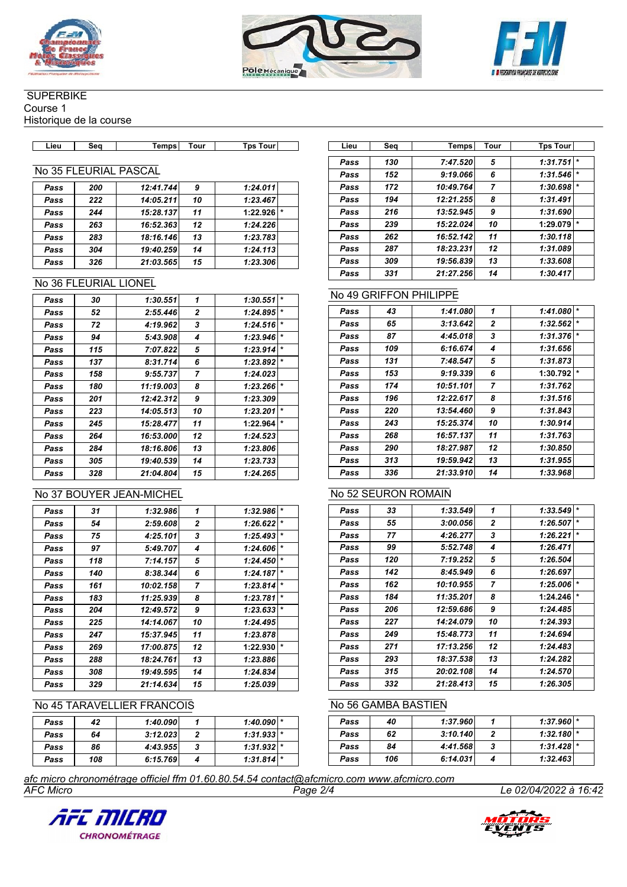SUPERBIKE
Course 1
Historique de la course

### No 35 FLEURIAL PASCAL

| Lieu | Seq | Temps | Tour | Tps Tour | |
|---|---|---|---|---|---|
| Pass | 200 | 12:41.744 | 9 | 1:24.011 | |
| Pass | 222 | 14:05.211 | 10 | 1:23.467 | |
| Pass | 244 | 15:28.137 | 11 | 1:22.926 | * |
| Pass | 263 | 16:52.363 | 12 | 1:24.226 | |
| Pass | 283 | 18:16.146 | 13 | 1:23.783 | |
| Pass | 304 | 19:40.259 | 14 | 1:24.113 | |
| Pass | 326 | 21:03.565 | 15 | 1:23.306 | |

### No 36 FLEURIAL LIONEL

| Lieu | Seq | Temps | Tour | Tps Tour | |
|---|---|---|---|---|---|
| Pass | 30 | 1:30.551 | 1 | 1:30.551 | * |
| Pass | 52 | 2:55.446 | 2 | 1:24.895 | * |
| Pass | 72 | 4:19.962 | 3 | 1:24.516 | * |
| Pass | 94 | 5:43.908 | 4 | 1:23.946 | * |
| Pass | 115 | 7:07.822 | 5 | 1:23.914 | * |
| Pass | 137 | 8:31.714 | 6 | 1:23.892 | * |
| Pass | 158 | 9:55.737 | 7 | 1:24.023 | |
| Pass | 180 | 11:19.003 | 8 | 1:23.266 | * |
| Pass | 201 | 12:42.312 | 9 | 1:23.309 | |
| Pass | 223 | 14:05.513 | 10 | 1:23.201 | * |
| Pass | 245 | 15:28.477 | 11 | 1:22.964 | * |
| Pass | 264 | 16:53.000 | 12 | 1:24.523 | |
| Pass | 284 | 18:16.806 | 13 | 1:23.806 | |
| Pass | 305 | 19:40.539 | 14 | 1:23.733 | |
| Pass | 328 | 21:04.804 | 15 | 1:24.265 | |

### No 37 BOUYER JEAN-MICHEL

| Lieu | Seq | Temps | Tour | Tps Tour | |
|---|---|---|---|---|---|
| Pass | 31 | 1:32.986 | 1 | 1:32.986 | * |
| Pass | 54 | 2:59.608 | 2 | 1:26.622 | * |
| Pass | 75 | 4:25.101 | 3 | 1:25.493 | * |
| Pass | 97 | 5:49.707 | 4 | 1:24.606 | * |
| Pass | 118 | 7:14.157 | 5 | 1:24.450 | * |
| Pass | 140 | 8:38.344 | 6 | 1:24.187 | * |
| Pass | 161 | 10:02.158 | 7 | 1:23.814 | * |
| Pass | 183 | 11:25.939 | 8 | 1:23.781 | * |
| Pass | 204 | 12:49.572 | 9 | 1:23.633 | * |
| Pass | 225 | 14:14.067 | 10 | 1:24.495 | |
| Pass | 247 | 15:37.945 | 11 | 1:23.878 | |
| Pass | 269 | 17:00.875 | 12 | 1:22.930 | * |
| Pass | 288 | 18:24.761 | 13 | 1:23.886 | |
| Pass | 308 | 19:49.595 | 14 | 1:24.834 | |
| Pass | 329 | 21:14.634 | 15 | 1:25.039 | |

### No 45 TARAVELLIER FRANCOIS

| Lieu | Seq | Temps | Tour | Tps Tour | |
|---|---|---|---|---|---|
| Pass | 42 | 1:40.090 | 1 | 1:40.090 | * |
| Pass | 64 | 3:12.023 | 2 | 1:31.933 | * |
| Pass | 86 | 4:43.955 | 3 | 1:31.932 | * |
| Pass | 108 | 6:15.769 | 4 | 1:31.814 | * |
| Pass | 130 | 7:47.520 | 5 | 1:31.751 | * |
| Pass | 152 | 9:19.066 | 6 | 1:31.546 | * |
| Pass | 172 | 10:49.764 | 7 | 1:30.698 | * |
| Pass | 194 | 12:21.255 | 8 | 1:31.491 | |
| Pass | 216 | 13:52.945 | 9 | 1:31.690 | |
| Pass | 239 | 15:22.024 | 10 | 1:29.079 | * |
| Pass | 262 | 16:52.142 | 11 | 1:30.118 | |
| Pass | 287 | 18:23.231 | 12 | 1:31.089 | |
| Pass | 309 | 19:56.839 | 13 | 1:33.608 | |
| Pass | 331 | 21:27.256 | 14 | 1:30.417 | |

### No 49 GRIFFON PHILIPPE

| Lieu | Seq | Temps | Tour | Tps Tour | |
|---|---|---|---|---|---|
| Pass | 43 | 1:41.080 | 1 | 1:41.080 | * |
| Pass | 65 | 3:13.642 | 2 | 1:32.562 | * |
| Pass | 87 | 4:45.018 | 3 | 1:31.376 | * |
| Pass | 109 | 6:16.674 | 4 | 1:31.656 | |
| Pass | 131 | 7:48.547 | 5 | 1:31.873 | |
| Pass | 153 | 9:19.339 | 6 | 1:30.792 | * |
| Pass | 174 | 10:51.101 | 7 | 1:31.762 | |
| Pass | 196 | 12:22.617 | 8 | 1:31.516 | |
| Pass | 220 | 13:54.460 | 9 | 1:31.843 | |
| Pass | 243 | 15:25.374 | 10 | 1:30.914 | |
| Pass | 268 | 16:57.137 | 11 | 1:31.763 | |
| Pass | 290 | 18:27.987 | 12 | 1:30.850 | |
| Pass | 313 | 19:59.942 | 13 | 1:31.955 | |
| Pass | 336 | 21:33.910 | 14 | 1:33.968 | |

### No 52 SEURON ROMAIN

| Lieu | Seq | Temps | Tour | Tps Tour | |
|---|---|---|---|---|---|
| Pass | 33 | 1:33.549 | 1 | 1:33.549 | * |
| Pass | 55 | 3:00.056 | 2 | 1:26.507 | * |
| Pass | 77 | 4:26.277 | 3 | 1:26.221 | * |
| Pass | 99 | 5:52.748 | 4 | 1:26.471 | |
| Pass | 120 | 7:19.252 | 5 | 1:26.504 | |
| Pass | 142 | 8:45.949 | 6 | 1:26.697 | |
| Pass | 162 | 10:10.955 | 7 | 1:25.006 | * |
| Pass | 184 | 11:35.201 | 8 | 1:24.246 | * |
| Pass | 206 | 12:59.686 | 9 | 1:24.485 | |
| Pass | 227 | 14:24.079 | 10 | 1:24.393 | |
| Pass | 249 | 15:48.773 | 11 | 1:24.694 | |
| Pass | 271 | 17:13.256 | 12 | 1:24.483 | |
| Pass | 293 | 18:37.538 | 13 | 1:24.282 | |
| Pass | 315 | 20:02.108 | 14 | 1:24.570 | |
| Pass | 332 | 21:28.413 | 15 | 1:26.305 | |

### No 56 GAMBA BASTIEN

| Lieu | Seq | Temps | Tour | Tps Tour | |
|---|---|---|---|---|---|
| Pass | 40 | 1:37.960 | 1 | 1:37.960 | * |
| Pass | 62 | 3:10.140 | 2 | 1:32.180 | * |
| Pass | 84 | 4:41.568 | 3 | 1:31.428 | * |
| Pass | 106 | 6:14.031 | 4 | 1:32.463 | |

*afc micro chronométrage officiel ffm 01.60.80.54.54 contact@afcmicro.com www.afcmicro.com*
*AFC Micro* — *Le 02/04/2022 à 16:42*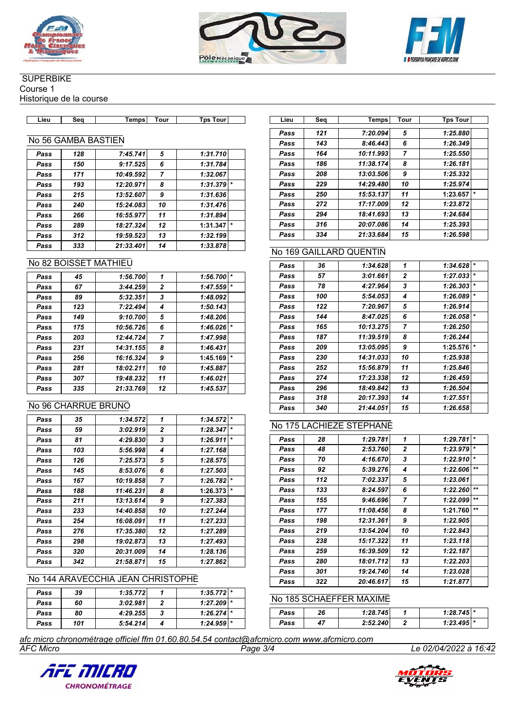SUPERBIKE
Course 1
Historique de la course

| Lieu | Seq | Temps | Tour | Tps Tour | |
|---|---|---|---|---|---|

## No 56 GAMBA BASTIEN

| Lieu | Seq | Temps | Tour | Tps Tour | |
|---|---|---|---|---|---|
| Pass | 128 | 7:45.741 | 5 | 1:31.710 | |
| Pass | 150 | 9:17.525 | 6 | 1:31.784 | |
| Pass | 171 | 10:49.592 | 7 | 1:32.067 | |
| Pass | 193 | 12:20.971 | 8 | 1:31.379 | * |
| Pass | 215 | 13:52.607 | 9 | 1:31.636 | |
| Pass | 240 | 15:24.083 | 10 | 1:31.476 | |
| Pass | 266 | 16:55.977 | 11 | 1:31.894 | |
| Pass | 289 | 18:27.324 | 12 | 1:31.347 | * |
| Pass | 312 | 19:59.523 | 13 | 1:32.199 | |
| Pass | 333 | 21:33.401 | 14 | 1:33.878 | |

## No 82 BOISSET MATHIEU

| Lieu | Seq | Temps | Tour | Tps Tour | |
|---|---|---|---|---|---|
| Pass | 45 | 1:56.700 | 1 | 1:56.700 | * |
| Pass | 67 | 3:44.259 | 2 | 1:47.559 | * |
| Pass | 89 | 5:32.351 | 3 | 1:48.092 | |
| Pass | 123 | 7:22.494 | 4 | 1:50.143 | |
| Pass | 149 | 9:10.700 | 5 | 1:48.206 | |
| Pass | 175 | 10:56.726 | 6 | 1:46.026 | * |
| Pass | 203 | 12:44.724 | 7 | 1:47.998 | |
| Pass | 231 | 14:31.155 | 8 | 1:46.431 | |
| Pass | 256 | 16:16.324 | 9 | 1:45.169 | * |
| Pass | 281 | 18:02.211 | 10 | 1:45.887 | |
| Pass | 307 | 19:48.232 | 11 | 1:46.021 | |
| Pass | 335 | 21:33.769 | 12 | 1:45.537 | |

## No 96 CHARRUE BRUNO

| Lieu | Seq | Temps | Tour | Tps Tour | |
|---|---|---|---|---|---|
| Pass | 35 | 1:34.572 | 1 | 1:34.572 | * |
| Pass | 59 | 3:02.919 | 2 | 1:28.347 | * |
| Pass | 81 | 4:29.830 | 3 | 1:26.911 | * |
| Pass | 103 | 5:56.998 | 4 | 1:27.168 | |
| Pass | 126 | 7:25.573 | 5 | 1:28.575 | |
| Pass | 145 | 8:53.076 | 6 | 1:27.503 | |
| Pass | 167 | 10:19.858 | 7 | 1:26.782 | * |
| Pass | 188 | 11:46.231 | 8 | 1:26.373 | * |
| Pass | 211 | 13:13.614 | 9 | 1:27.383 | |
| Pass | 233 | 14:40.858 | 10 | 1:27.244 | |
| Pass | 254 | 16:08.091 | 11 | 1:27.233 | |
| Pass | 276 | 17:35.380 | 12 | 1:27.289 | |
| Pass | 298 | 19:02.873 | 13 | 1:27.493 | |
| Pass | 320 | 20:31.009 | 14 | 1:28.136 | |
| Pass | 342 | 21:58.871 | 15 | 1:27.862 | |

## No 144 ARAVECCHIA JEAN CHRISTOPHE

| Lieu | Seq | Temps | Tour | Tps Tour | |
|---|---|---|---|---|---|
| Pass | 39 | 1:35.772 | 1 | 1:35.772 | * |
| Pass | 60 | 3:02.981 | 2 | 1:27.209 | * |
| Pass | 80 | 4:29.255 | 3 | 1:26.274 | * |
| Pass | 101 | 5:54.214 | 4 | 1:24.959 | * |
| Pass | 121 | 7:20.094 | 5 | 1:25.880 | |
| Pass | 143 | 8:46.443 | 6 | 1:26.349 | |
| Pass | 164 | 10:11.993 | 7 | 1:25.550 | |
| Pass | 186 | 11:38.174 | 8 | 1:26.181 | |
| Pass | 208 | 13:03.506 | 9 | 1:25.332 | |
| Pass | 229 | 14:29.480 | 10 | 1:25.974 | |
| Pass | 250 | 15:53.137 | 11 | 1:23.657 | * |
| Pass | 272 | 17:17.009 | 12 | 1:23.872 | |
| Pass | 294 | 18:41.693 | 13 | 1:24.684 | |
| Pass | 316 | 20:07.086 | 14 | 1:25.393 | |
| Pass | 334 | 21:33.684 | 15 | 1:26.598 | |

## No 169 GAILLARD QUENTIN

| Lieu | Seq | Temps | Tour | Tps Tour | |
|---|---|---|---|---|---|
| Pass | 36 | 1:34.628 | 1 | 1:34.628 | * |
| Pass | 57 | 3:01.661 | 2 | 1:27.033 | * |
| Pass | 78 | 4:27.964 | 3 | 1:26.303 | * |
| Pass | 100 | 5:54.053 | 4 | 1:26.089 | * |
| Pass | 122 | 7:20.967 | 5 | 1:26.914 | |
| Pass | 144 | 8:47.025 | 6 | 1:26.058 | * |
| Pass | 165 | 10:13.275 | 7 | 1:26.250 | |
| Pass | 187 | 11:39.519 | 8 | 1:26.244 | |
| Pass | 209 | 13:05.095 | 9 | 1:25.576 | * |
| Pass | 230 | 14:31.033 | 10 | 1:25.938 | |
| Pass | 252 | 15:56.879 | 11 | 1:25.846 | |
| Pass | 274 | 17:23.338 | 12 | 1:26.459 | |
| Pass | 296 | 18:49.842 | 13 | 1:26.504 | |
| Pass | 318 | 20:17.393 | 14 | 1:27.551 | |
| Pass | 340 | 21:44.051 | 15 | 1:26.658 | |

## No 175 LACHIEZE STEPHANE

| Lieu | Seq | Temps | Tour | Tps Tour | |
|---|---|---|---|---|---|
| Pass | 28 | 1:29.781 | 1 | 1:29.781 | * |
| Pass | 48 | 2:53.760 | 2 | 1:23.979 | * |
| Pass | 70 | 4:16.670 | 3 | 1:22.910 | * |
| Pass | 92 | 5:39.276 | 4 | 1:22.606 | ** |
| Pass | 112 | 7:02.337 | 5 | 1:23.061 | |
| Pass | 133 | 8:24.597 | 6 | 1:22.260 | ** |
| Pass | 155 | 9:46.696 | 7 | 1:22.099 | ** |
| Pass | 177 | 11:08.456 | 8 | 1:21.760 | ** |
| Pass | 198 | 12:31.361 | 9 | 1:22.905 | |
| Pass | 219 | 13:54.204 | 10 | 1:22.843 | |
| Pass | 238 | 15:17.322 | 11 | 1:23.118 | |
| Pass | 259 | 16:39.509 | 12 | 1:22.187 | |
| Pass | 280 | 18:01.712 | 13 | 1:22.203 | |
| Pass | 301 | 19:24.740 | 14 | 1:23.028 | |
| Pass | 322 | 20:46.617 | 15 | 1:21.877 | |

## No 185 SCHAEFFER MAXIME

| Lieu | Seq | Temps | Tour | Tps Tour | |
|---|---|---|---|---|---|
| Pass | 26 | 1:28.745 | 1 | 1:28.745 | * |
| Pass | 47 | 2:52.240 | 2 | 1:23.495 | * |

*afc micro chronométrage officiel ffm 01.60.80.54.54 contact@afcmicro.com www.afcmicro.com*
*AFC Micro* — *Le 02/04/2022 à 16:42*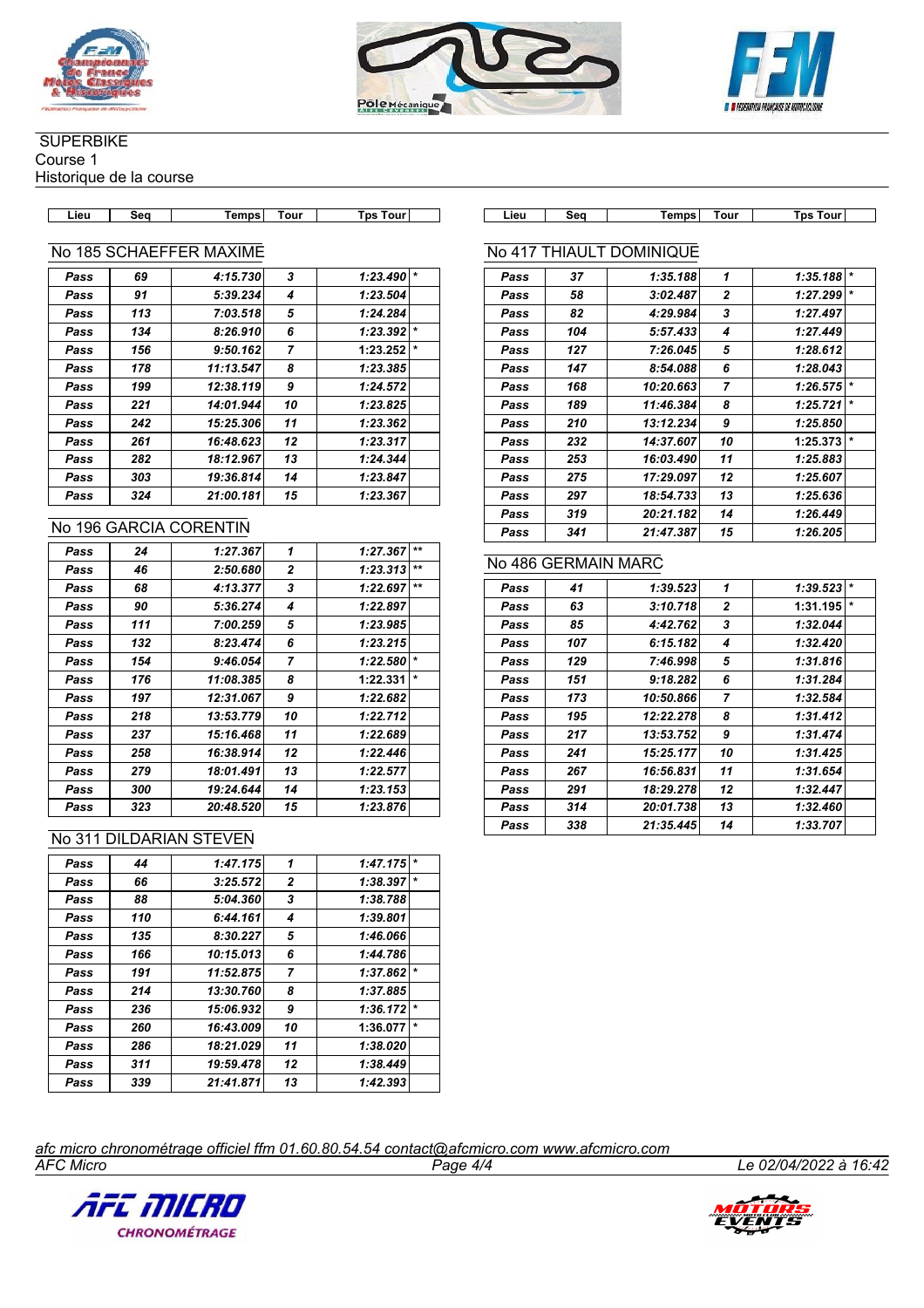SUPERBIKE
Course 1
Historique de la course

## No 185 SCHAEFFER MAXIME

| Lieu | Seq | Temps | Tour | Tps Tour | |
|---|---|---|---|---|---|
| Pass | 69 | 4:15.730 | 3 | 1:23.490 | * |
| Pass | 91 | 5:39.234 | 4 | 1:23.504 | |
| Pass | 113 | 7:03.518 | 5 | 1:24.284 | |
| Pass | 134 | 8:26.910 | 6 | 1:23.392 | * |
| Pass | 156 | 9:50.162 | 7 | 1:23.252 | * |
| Pass | 178 | 11:13.547 | 8 | 1:23.385 | |
| Pass | 199 | 12:38.119 | 9 | 1:24.572 | |
| Pass | 221 | 14:01.944 | 10 | 1:23.825 | |
| Pass | 242 | 15:25.306 | 11 | 1:23.362 | |
| Pass | 261 | 16:48.623 | 12 | 1:23.317 | |
| Pass | 282 | 18:12.967 | 13 | 1:24.344 | |
| Pass | 303 | 19:36.814 | 14 | 1:23.847 | |
| Pass | 324 | 21:00.181 | 15 | 1:23.367 | |

## No 196 GARCIA CORENTIN

| Lieu | Seq | Temps | Tour | Tps Tour | |
|---|---|---|---|---|---|
| Pass | 24 | 1:27.367 | 1 | 1:27.367 | ** |
| Pass | 46 | 2:50.680 | 2 | 1:23.313 | ** |
| Pass | 68 | 4:13.377 | 3 | 1:22.697 | ** |
| Pass | 90 | 5:36.274 | 4 | 1:22.897 | |
| Pass | 111 | 7:00.259 | 5 | 1:23.985 | |
| Pass | 132 | 8:23.474 | 6 | 1:23.215 | |
| Pass | 154 | 9:46.054 | 7 | 1:22.580 | * |
| Pass | 176 | 11:08.385 | 8 | 1:22.331 | * |
| Pass | 197 | 12:31.067 | 9 | 1:22.682 | |
| Pass | 218 | 13:53.779 | 10 | 1:22.712 | |
| Pass | 237 | 15:16.468 | 11 | 1:22.689 | |
| Pass | 258 | 16:38.914 | 12 | 1:22.446 | |
| Pass | 279 | 18:01.491 | 13 | 1:22.577 | |
| Pass | 300 | 19:24.644 | 14 | 1:23.153 | |
| Pass | 323 | 20:48.520 | 15 | 1:23.876 | |

## No 311 DILDARIAN STEVEN

| Lieu | Seq | Temps | Tour | Tps Tour | |
|---|---|---|---|---|---|
| Pass | 44 | 1:47.175 | 1 | 1:47.175 | * |
| Pass | 66 | 3:25.572 | 2 | 1:38.397 | * |
| Pass | 88 | 5:04.360 | 3 | 1:38.788 | |
| Pass | 110 | 6:44.161 | 4 | 1:39.801 | |
| Pass | 135 | 8:30.227 | 5 | 1:46.066 | |
| Pass | 166 | 10:15.013 | 6 | 1:44.786 | |
| Pass | 191 | 11:52.875 | 7 | 1:37.862 | * |
| Pass | 214 | 13:30.760 | 8 | 1:37.885 | |
| Pass | 236 | 15:06.932 | 9 | 1:36.172 | * |
| Pass | 260 | 16:43.009 | 10 | 1:36.077 | * |
| Pass | 286 | 18:21.029 | 11 | 1:38.020 | |
| Pass | 311 | 19:59.478 | 12 | 1:38.449 | |
| Pass | 339 | 21:41.871 | 13 | 1:42.393 | |

## No 417 THIAULT DOMINIQUE

| Lieu | Seq | Temps | Tour | Tps Tour | |
|---|---|---|---|---|---|
| Pass | 37 | 1:35.188 | 1 | 1:35.188 | * |
| Pass | 58 | 3:02.487 | 2 | 1:27.299 | * |
| Pass | 82 | 4:29.984 | 3 | 1:27.497 | |
| Pass | 104 | 5:57.433 | 4 | 1:27.449 | |
| Pass | 127 | 7:26.045 | 5 | 1:28.612 | |
| Pass | 147 | 8:54.088 | 6 | 1:28.043 | |
| Pass | 168 | 10:20.663 | 7 | 1:26.575 | * |
| Pass | 189 | 11:46.384 | 8 | 1:25.721 | * |
| Pass | 210 | 13:12.234 | 9 | 1:25.850 | |
| Pass | 232 | 14:37.607 | 10 | 1:25.373 | * |
| Pass | 253 | 16:03.490 | 11 | 1:25.883 | |
| Pass | 275 | 17:29.097 | 12 | 1:25.607 | |
| Pass | 297 | 18:54.733 | 13 | 1:25.636 | |
| Pass | 319 | 20:21.182 | 14 | 1:26.449 | |
| Pass | 341 | 21:47.387 | 15 | 1:26.205 | |

## No 486 GERMAIN MARC

| Lieu | Seq | Temps | Tour | Tps Tour | |
|---|---|---|---|---|---|
| Pass | 41 | 1:39.523 | 1 | 1:39.523 | * |
| Pass | 63 | 3:10.718 | 2 | 1:31.195 | * |
| Pass | 85 | 4:42.762 | 3 | 1:32.044 | |
| Pass | 107 | 6:15.182 | 4 | 1:32.420 | |
| Pass | 129 | 7:46.998 | 5 | 1:31.816 | |
| Pass | 151 | 9:18.282 | 6 | 1:31.284 | |
| Pass | 173 | 10:50.866 | 7 | 1:32.584 | |
| Pass | 195 | 12:22.278 | 8 | 1:31.412 | |
| Pass | 217 | 13:53.752 | 9 | 1:31.474 | |
| Pass | 241 | 15:25.177 | 10 | 1:31.425 | |
| Pass | 267 | 16:56.831 | 11 | 1:31.654 | |
| Pass | 291 | 18:29.278 | 12 | 1:32.447 | |
| Pass | 314 | 20:01.738 | 13 | 1:32.460 | |
| Pass | 338 | 21:35.445 | 14 | 1:33.707 | |

*afc micro chronométrage officiel ffm 01.60.80.54.54 contact@afcmicro.com www.afcmicro.com*

*AFC Micro* — *Le 02/04/2022 à 16:42*